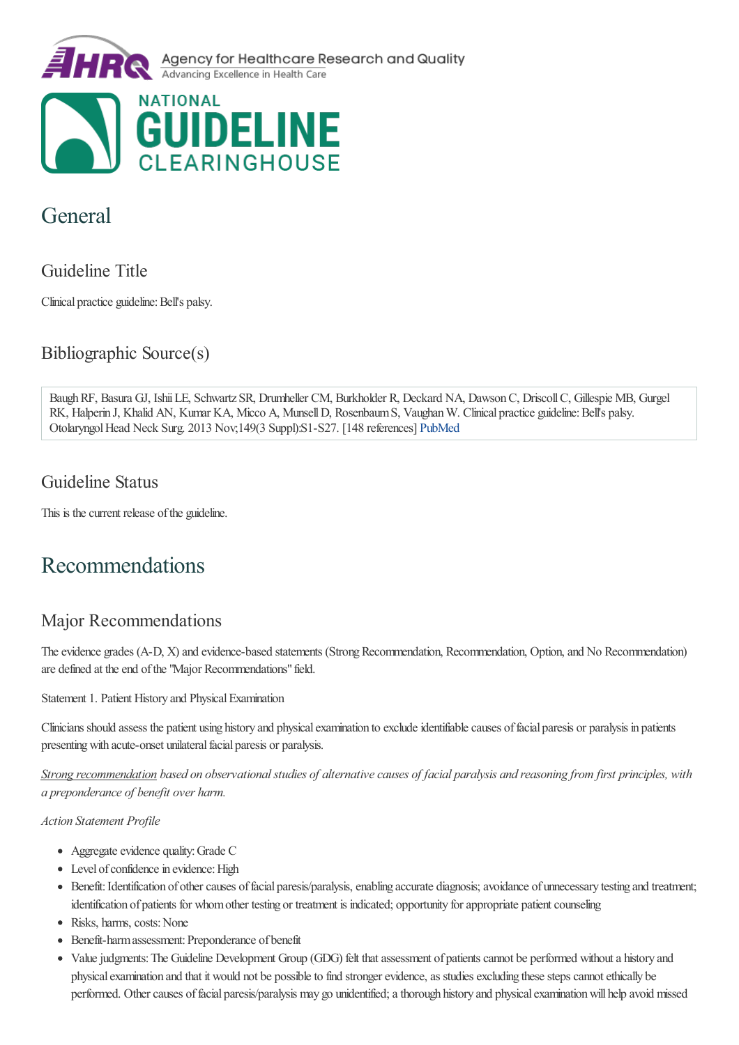# General

## Guideline Title

Clinical practice guideline: Bell's palsy.

## Bibliographic Source(s)

Baugh RF, Basura GJ, Ishii LE, Schwartz SR, Drumheller CM, Burkholder R, Deckard NA, Dawson C, Driscoll C, Gillespie MB, Gurgel RK, Halperin J, Khalid AN, Kumar KA, Micco A, Munsell D, Rosenbaum S, Vaughan W. Clinical practice guideline: Bell's palsy. Otolaryngol Head Neck Surg. 2013 Nov;149(3 Suppl):S1-S27. [148 references] PubMed

## Guideline Status

This is the current release of the guideline.

# Recommendations

## Major Recommendations

The evidence grades (A-D, X) and evidence-based statements (Strong Recommendation, Recommendation, Option, and No Recommendation) are defined at the end of the "Major Recommendations" field.

Statement 1. Patient History and Physical Examination

Clinicians should assess the patient using history and physical examination to exclude identifiable causes of facial paresis or paralysis in patients presenting with acute-onset unilateral facial paresis or paralysis.

*Strong recommendation based on observational studies of alternative causes of facial paralysis and reasoning from first principles, with a preponderance of benefit over harm.*

*Action Statement Profile*

- Aggregate evidence quality: Grade C
- Level of confidence in evidence: High
- Benefit: Identification of other causes of facial paresis/paralysis, enabling accurate diagnosis; avoidance of unnecessary testing and treatment; identification of patients for whom other testing or treatment is indicated; opportunity for appropriate patient counseling
- Risks, harms, costs: None
- Benefit-harm assessment: Preponderance of benefit
- Value judgments: The Guideline Development Group (GDG) felt that assessment of patients cannot be performed without a history and physical examination and that it would not be possible to find stronger evidence, as studies excluding these steps cannot ethically be performed. Other causes of facial paresis/paralysis may go unidentified; a thorough history and physical examination will help avoid missed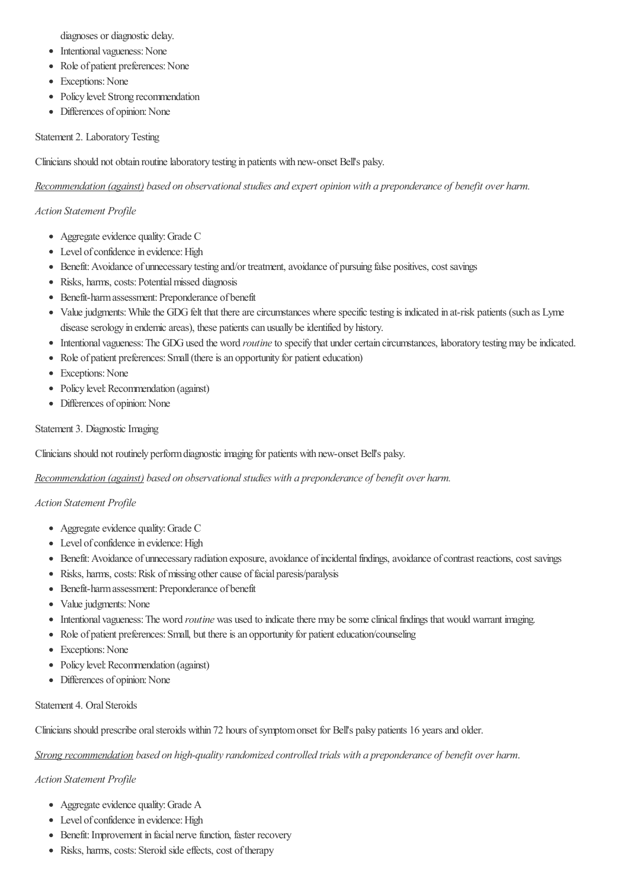diagnoses or diagnostic delay.

- Intentional vagueness: None
- Role of patient preferences: None
- Exceptions: None
- Policy level: Strong recommendation
- Differences of opinion: None

Statement 2. Laboratory Testing

Clinicians should not obtain routine laboratory testing in patients with new-onset Bell's palsy.

*Recommendation (against) based on observational studies and expert opinion with a preponderance of benefit over harm.*

*Action Statement Profile*

- Aggregate evidence quality: Grade C
- Level of confidence in evidence: High
- Benefit: Avoidance of unnecessary testing and/or treatment, avoidance of pursuing false positives, cost savings
- Risks, harms, costs: Potential missed diagnosis
- Benefit-harm assessment: Preponderance of benefit
- Value judgments: While the GDG felt that there are circumstances where specific testing is indicated in at-risk patients (such as Lyme disease serology in endemic areas), these patients can usually be identified by history.
- Intentional vagueness: The GDG used the word *routine* to specify that under certain circumstances, laboratory testing may be indicated.
- Role of patient preferences: Small (there is an opportunity for patient education)
- Exceptions: None
- Policy level: Recommendation (against)
- Differences of opinion: None

Statement 3. Diagnostic Imaging

Clinicians should not routinely perform diagnostic imaging for patients with new-onset Bell's palsy.

*Recommendation (against) based on observational studies with a preponderance of benefit over harm.*

*Action Statement Profile*

- Aggregate evidence quality: Grade C
- Level of confidence in evidence: High
- Benefit: Avoidance of unnecessary radiation exposure, avoidance of incidental findings, avoidance of contrast reactions, cost savings
- Risks, harms, costs: Risk of missing other cause of facial paresis/paralysis
- Benefit-harm assessment: Preponderance of benefit
- Value judgments: None
- Intentional vagueness: The word *routine* was used to indicate there may be some clinical findings that would warrant imaging.
- Role of patient preferences: Small, but there is an opportunity for patient education/counseling
- Exceptions: None
- Policy level: Recommendation (against)
- Differences of opinion: None

Statement 4. Oral Steroids

Clinicians should prescribe oral steroids within 72 hours of symptom onset for Bell's palsy patients 16 years and older.

*Strong recommendation based on high-quality randomized controlled trials with a preponderance of benefit over harm.*

*Action Statement Profile*

- Aggregate evidence quality: Grade A
- Level of confidence in evidence: High
- Benefit: Improvement in facial nerve function, faster recovery
- Risks, harms, costs: Steroid side effects, cost of therapy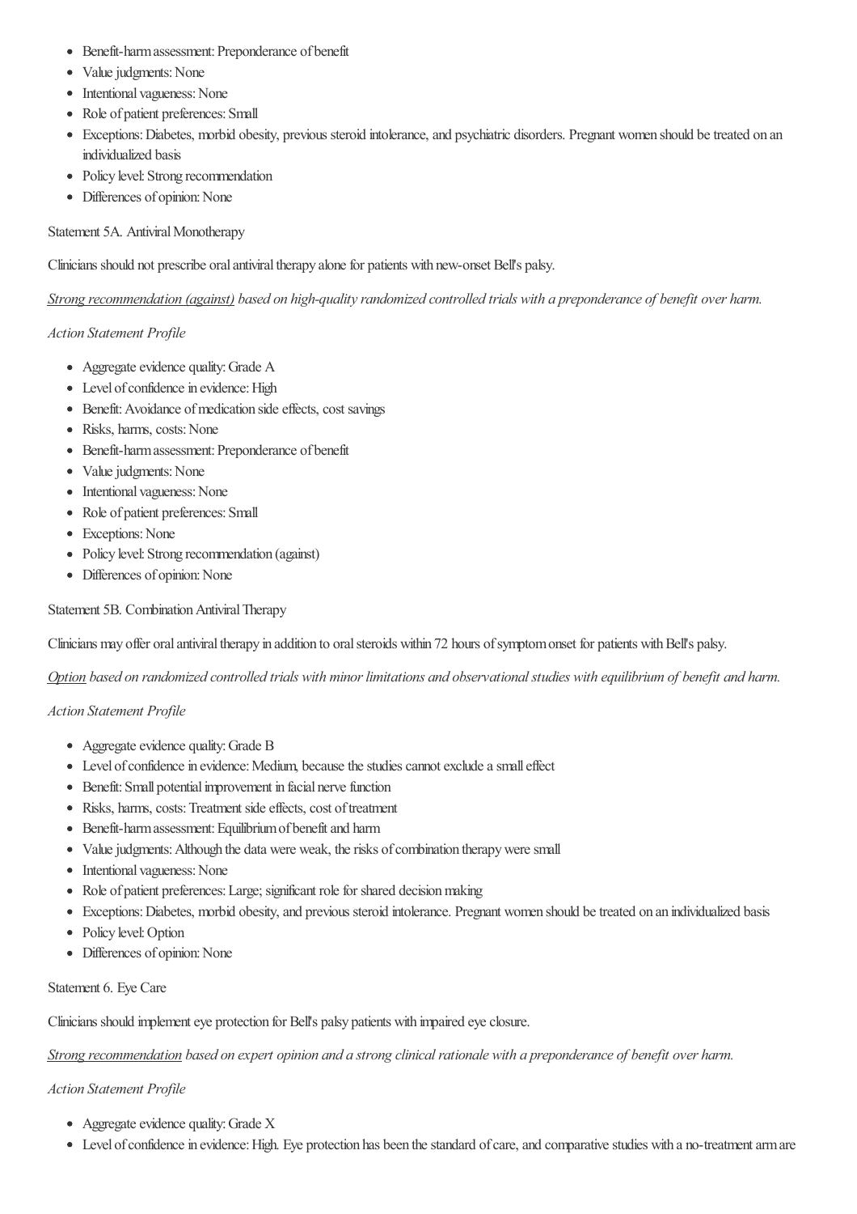- Benefit-harm assessment: Preponderance of benefit
- Value judgments: None
- Intentional vagueness: None
- Role of patient preferences: Small
- Exceptions: Diabetes, morbid obesity, previous steroid intolerance, and psychiatric disorders. Pregnant women should be treated on an individualized basis
- Policy level: Strong recommendation
- Differences of opinion: None

Statement 5A. Antiviral Monotherapy

Clinicians should not prescribe oral antiviral therapy alone for patients with new-onset Bell's palsy.

*Strong recommendation (against) based on high-quality randomized controlled trials with a preponderance of benefit over harm.*

*Action Statement Profile*

- Aggregate evidence quality: Grade A
- Level of confidence in evidence: High
- Benefit: Avoidance of medication side effects, cost savings
- Risks, harms, costs: None
- Benefit-harm assessment: Preponderance of benefit
- Value judgments: None
- Intentional vagueness: None
- Role of patient preferences: Small
- Exceptions: None
- Policy level: Strong recommendation (against)
- Differences of opinion: None

Statement 5B. Combination Antiviral Therapy

Clinicians may offer oral antiviral therapy in addition to oral steroids within 72 hours of symptom onset for patients with Bell's palsy.

*Option based on randomized controlled trials with minor limitations and observational studies with equilibrium of benefit and harm.*

*Action Statement Profile*

- Aggregate evidence quality: Grade B
- Level of confidence in evidence: Medium, because the studies cannot exclude a small effect
- Benefit: Small potential improvement in facial nerve function
- Risks, harms, costs: Treatment side effects, cost of treatment
- Benefit-harm assessment: Equilibrium of benefit and harm
- Value judgments: Although the data were weak, the risks of combination therapy were small
- Intentional vagueness: None
- Role of patient preferences: Large; significant role for shared decision making
- Exceptions: Diabetes, morbid obesity, and previous steroid intolerance. Pregnant women should be treated on an individualized basis
- Policy level: Option
- Differences of opinion: None

Statement 6. Eye Care

Clinicians should implement eye protection for Bell's palsy patients with impaired eye closure.

*Strong recommendation based on expert opinion and a strong clinical rationale with a preponderance of benefit over harm.*

*Action Statement Profile*

- Aggregate evidence quality: Grade X
- Level of confidence in evidence: High. Eye protection has been the standard of care, and comparative studies with a no-treatment arm are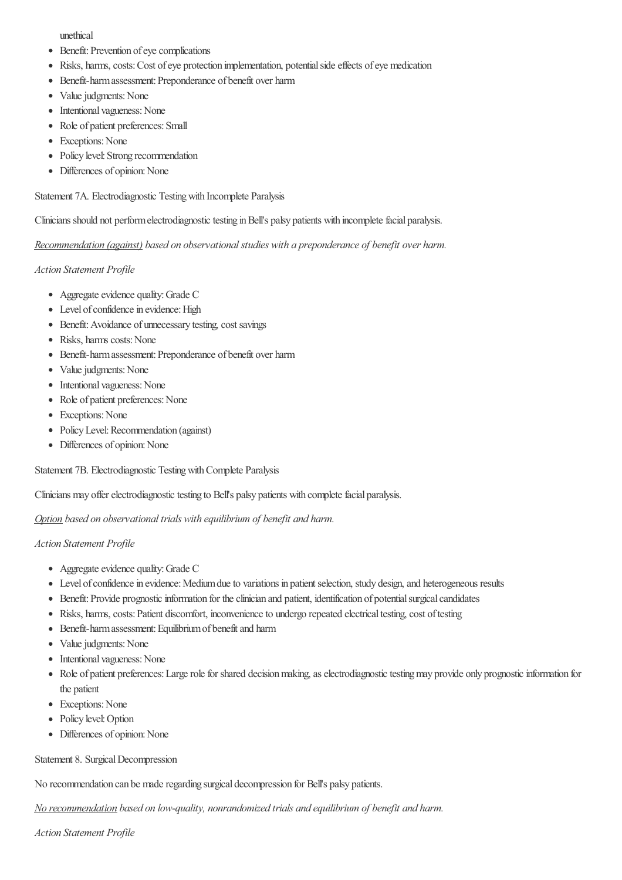unethical

- Benefit: Prevention of eye complications
- Risks, harms, costs: Cost of eye protection implementation, potential side effects of eye medication
- Benefit-harm assessment: Preponderance of benefit over harm
- Value judgments: None
- Intentional vagueness: None
- Role of patient preferences: Small
- Exceptions: None
- Policy level: Strong recommendation
- Differences of opinion: None

Statement 7A. Electrodiagnostic Testing with Incomplete Paralysis

Clinicians should not perform electrodiagnostic testing in Bell's palsy patients with incomplete facial paralysis.

*Recommendation (against) based on observational studies with a preponderance of benefit over harm.*

*Action Statement Profile*

- Aggregate evidence quality: Grade C
- Level of confidence in evidence: High
- Benefit: Avoidance of unnecessary testing, cost savings
- Risks, harms costs: None
- Benefit-harm assessment: Preponderance of benefit over harm
- Value judgments: None
- Intentional vagueness: None
- Role of patient preferences: None
- Exceptions: None
- Policy Level: Recommendation (against)
- Differences of opinion: None

Statement 7B. Electrodiagnostic Testing with Complete Paralysis

Clinicians may offer electrodiagnostic testing to Bell's palsy patients with complete facial paralysis.

*Option based on observational trials with equilibrium of benefit and harm.*

*Action Statement Profile*

- Aggregate evidence quality: Grade C
- Level of confidence in evidence: Medium due to variations in patient selection, study design, and heterogeneous results
- Benefit: Provide prognostic information for the clinician and patient, identification of potential surgical candidates
- Risks, harms, costs: Patient discomfort, inconvenience to undergo repeated electrical testing, cost of testing
- Benefit-harm assessment: Equilibrium of benefit and harm
- Value judgments: None
- Intentional vagueness: None
- Role of patient preferences: Large role for shared decision making, as electrodiagnostic testing may provide only prognostic information for the patient
- Exceptions: None
- Policy level: Option
- Differences of opinion: None

Statement 8. Surgical Decompression

No recommendation can be made regarding surgical decompression for Bell's palsy patients.

*No recommendation based on low-quality, nonrandomized trials and equilibrium of benefit and harm.*

*Action Statement Profile*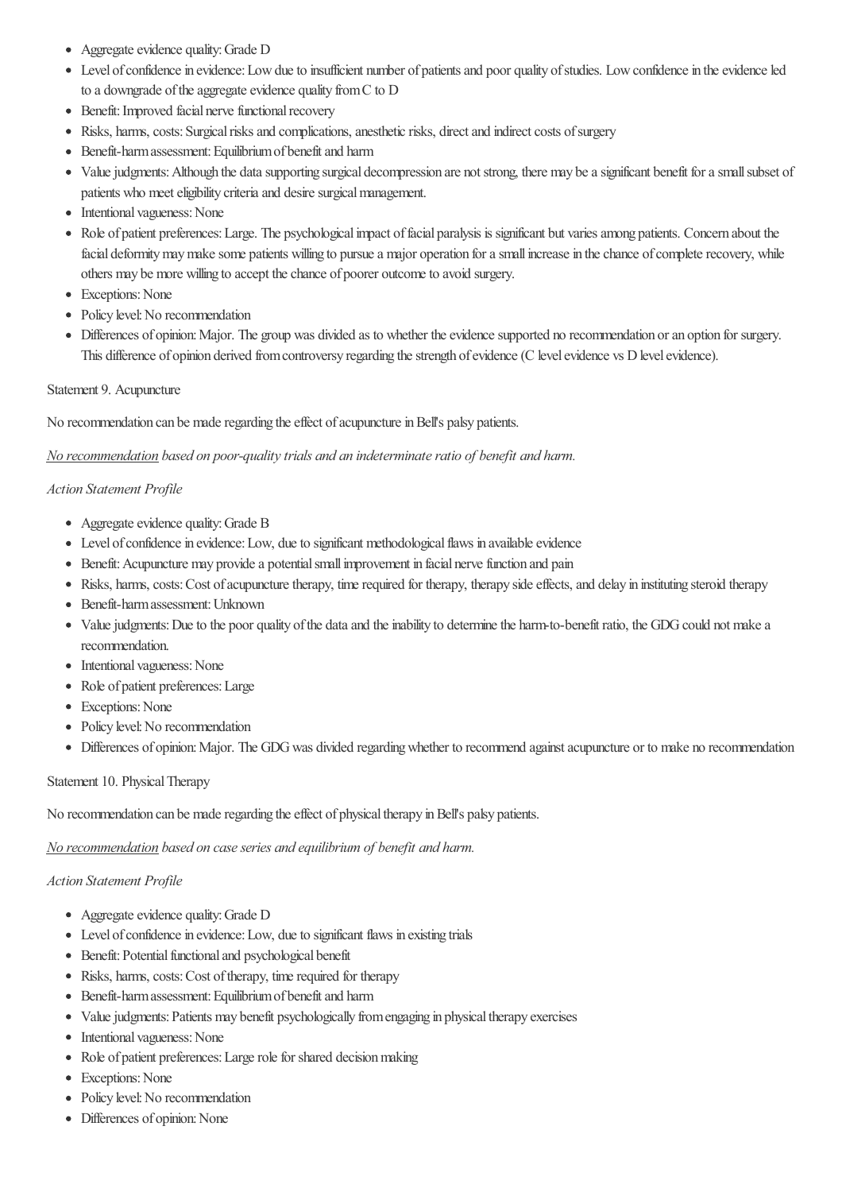- Aggregate evidence quality: Grade D
- Level of confidence in evidence: Low due to insufficient number of patients and poor quality of studies. Low confidence in the evidence led to a downgrade of the aggregate evidence quality from C to D
- Benefit: Improved facial nerve functional recovery
- Risks, harms, costs: Surgical risks and complications, anesthetic risks, direct and indirect costs of surgery
- Benefit-harm assessment: Equilibrium of benefit and harm
- Value judgments: Although the data supporting surgical decompression are not strong, there may be a significant benefit for a small subset of patients who meet eligibility criteria and desire surgical management.
- Intentional vagueness: None
- Role of patient preferences: Large. The psychological impact of facial paralysis is significant but varies among patients. Concern about the facial deformity may make some patients willing to pursue a major operation for a small increase in the chance of complete recovery, while others may be more willing to accept the chance of poorer outcome to avoid surgery.
- Exceptions: None
- Policy level: No recommendation
- Differences of opinion: Major. The group was divided as to whether the evidence supported no recommendation or an option for surgery. This difference of opinion derived from controversy regarding the strength of evidence (C level evidence vs D level evidence).

Statement 9. Acupuncture

No recommendation can be made regarding the effect of acupuncture in Bell's palsy patients.

*No recommendation based on poor-quality trials and an indeterminate ratio of benefit and harm.*

*Action Statement Profile*

- Aggregate evidence quality: Grade B
- Level of confidence in evidence: Low, due to significant methodological flaws in available evidence
- Benefit: Acupuncture may provide a potential small improvement in facial nerve function and pain
- Risks, harms, costs: Cost of acupuncture therapy, time required for therapy, therapy side effects, and delay in instituting steroid therapy
- Benefit-harm assessment: Unknown
- Value judgments: Due to the poor quality of the data and the inability to determine the harm-to-benefit ratio, the GDG could not make a recommendation.
- Intentional vagueness: None
- Role of patient preferences: Large
- Exceptions: None
- Policy level: No recommendation
- Differences of opinion: Major. The GDG was divided regarding whether to recommend against acupuncture or to make no recommendation

Statement 10. Physical Therapy

No recommendation can be made regarding the effect of physical therapy in Bell's palsy patients.

*No recommendation based on case series and equilibrium of benefit and harm.*

*Action Statement Profile*

- Aggregate evidence quality: Grade D
- Level of confidence in evidence: Low, due to significant flaws in existing trials
- Benefit: Potential functional and psychological benefit
- Risks, harms, costs: Cost of therapy, time required for therapy
- Benefit-harm assessment: Equilibrium of benefit and harm
- Value judgments: Patients may benefit psychologically from engaging in physical therapy exercises
- Intentional vagueness: None
- Role of patient preferences: Large role for shared decision making
- Exceptions: None
- Policy level: No recommendation
- Differences of opinion: None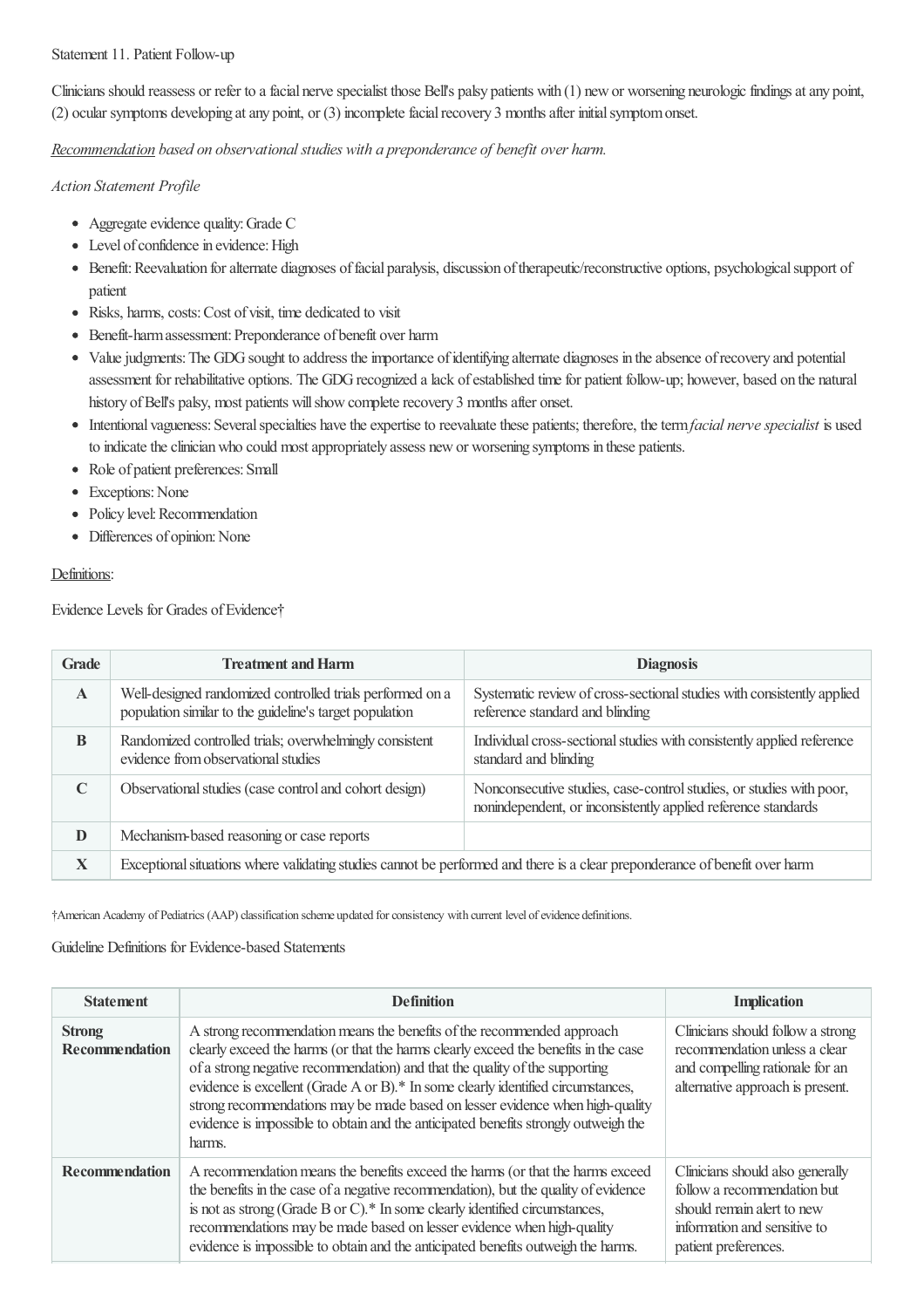Statement 11. Patient Follow-up

Clinicians should reassess or refer to a facial nerve specialist those Bell's palsy patients with (1) new or worsening neurologic findings at any point, (2) ocular symptoms developing at any point, or (3) incomplete facial recovery 3 months after initial symptom onset.

*Recommendation based on observational studies with a preponderance of benefit over harm.*

*Action Statement Profile*

- Aggregate evidence quality: Grade C
- Level of confidence in evidence: High
- Benefit: Reevaluation for alternate diagnoses of facial paralysis, discussion of therapeutic/reconstructive options, psychological support of patient
- Risks, harms, costs: Cost of visit, time dedicated to visit
- Benefit-harm assessment: Preponderance of benefit over harm
- Value judgments: The GDG sought to address the importance of identifying alternate diagnoses in the absence of recovery and potential assessment for rehabilitative options. The GDG recognized a lack of established time for patient follow-up; however, based on the natural history of Bell's palsy, most patients will show complete recovery 3 months after onset.
- Intentional vagueness: Several specialties have the expertise to reevaluate these patients; therefore, the term *facial nerve specialist* is used to indicate the clinician who could most appropriately assess new or worsening symptoms in these patients.
- Role of patient preferences: Small
- Exceptions: None
- Policy level: Recommendation
- Differences of opinion: None

Definitions:

Evidence Levels for Grades of Evidence†

| Grade | Treatment and Harm | Diagnosis |
|---|---|---|
| **A** | Well-designed randomized controlled trials performed on a population similar to the guideline's target population | Systematic review of cross-sectional studies with consistently applied reference standard and blinding |
| **B** | Randomized controlled trials; overwhelmingly consistent evidence from observational studies | Individual cross-sectional studies with consistently applied reference standard and blinding |
| **C** | Observational studies (case control and cohort design) | Nonconsecutive studies, case-control studies, or studies with poor, nonindependent, or inconsistently applied reference standards |
| **D** | Mechanism-based reasoning or case reports | |
| **X** | Exceptional situations where validating studies cannot be performed and there is a clear preponderance of benefit over harm | |

†American Academy of Pediatrics (AAP) classification scheme updated for consistency with current level of evidence definitions.

Guideline Definitions for Evidence-based Statements

| Statement | Definition | Implication |
|---|---|---|
| **Strong Recommendation** | A strong recommendation means the benefits of the recommended approach clearly exceed the harms (or that the harms clearly exceed the benefits in the case of a strong negative recommendation) and that the quality of the supporting evidence is excellent (Grade A or B).* In some clearly identified circumstances, strong recommendations may be made based on lesser evidence when high-quality evidence is impossible to obtain and the anticipated benefits strongly outweigh the harms. | Clinicians should follow a strong recommendation unless a clear and compelling rationale for an alternative approach is present. |
| **Recommendation** | A recommendation means the benefits exceed the harms (or that the harms exceed the benefits in the case of a negative recommendation), but the quality of evidence is not as strong (Grade B or C).* In some clearly identified circumstances, recommendations may be made based on lesser evidence when high-quality evidence is impossible to obtain and the anticipated benefits outweigh the harms. | Clinicians should also generally follow a recommendation but should remain alert to new information and sensitive to patient preferences. |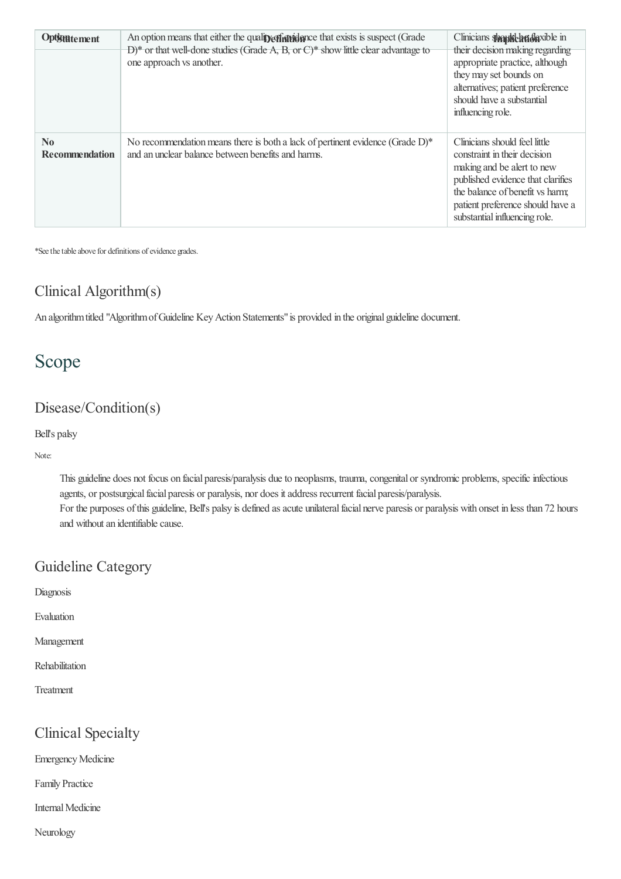| Statement | Definition | Implication |
|---|---|---|
| Option | An option means that either the quality of evidence that exists is suspect (Grade D)* or that well-done studies (Grade A, B, or C)* show little clear advantage to one approach vs another. | Clinicians should be flexible in their decision making regarding appropriate practice, although they may set bounds on alternatives; patient preference should have a substantial influencing role. |
| No Recommendation | No recommendation means there is both a lack of pertinent evidence (Grade D)* and an unclear balance between benefits and harms. | Clinicians should feel little constraint in their decision making and be alert to new published evidence that clarifies the balance of benefit vs harm; patient preference should have a substantial influencing role. |

*See the table above for definitions of evidence grades.

## Clinical Algorithm(s)

An algorithm titled "Algorithm of Guideline Key Action Statements" is provided in the original guideline document.

# Scope

## Disease/Condition(s)

Bell's palsy

Note:

> This guideline does not focus on facial paresis/paralysis due to neoplasms, trauma, congenital or syndromic problems, specific infectious agents, or postsurgical facial paresis or paralysis, nor does it address recurrent facial paresis/paralysis.
> For the purposes of this guideline, Bell's palsy is defined as acute unilateral facial nerve paresis or paralysis with onset in less than 72 hours and without an identifiable cause.

## Guideline Category

Diagnosis

Evaluation

Management

Rehabilitation

Treatment

## Clinical Specialty

Emergency Medicine

Family Practice

Internal Medicine

Neurology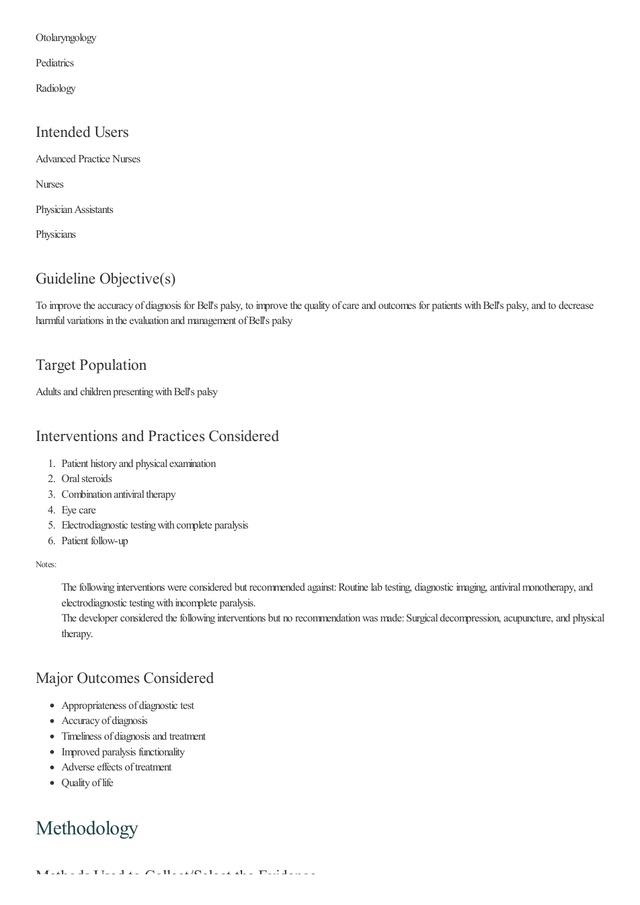Otolaryngology

Pediatrics

Radiology

## Intended Users

Advanced Practice Nurses

Nurses

Physician Assistants

Physicians

## Guideline Objective(s)

To improve the accuracy of diagnosis for Bell's palsy, to improve the quality of care and outcomes for patients with Bell's palsy, and to decrease harmful variations in the evaluation and management of Bell's palsy

## Target Population

Adults and children presenting with Bell's palsy

## Interventions and Practices Considered

1. Patient history and physical examination
2. Oral steroids
3. Combination antiviral therapy
4. Eye care
5. Electrodiagnostic testing with complete paralysis
6. Patient follow-up

Notes:

> The following interventions were considered but recommended against: Routine lab testing, diagnostic imaging, antiviral monotherapy, and electrodiagnostic testing with incomplete paralysis.
> The developer considered the following interventions but no recommendation was made: Surgical decompression, acupuncture, and physical therapy.

## Major Outcomes Considered

- Appropriateness of diagnostic test
- Accuracy of diagnosis
- Timeliness of diagnosis and treatment
- Improved paralysis functionality
- Adverse effects of treatment
- Quality of life

# Methodology

## Methods Used to Collect/Select the Evidence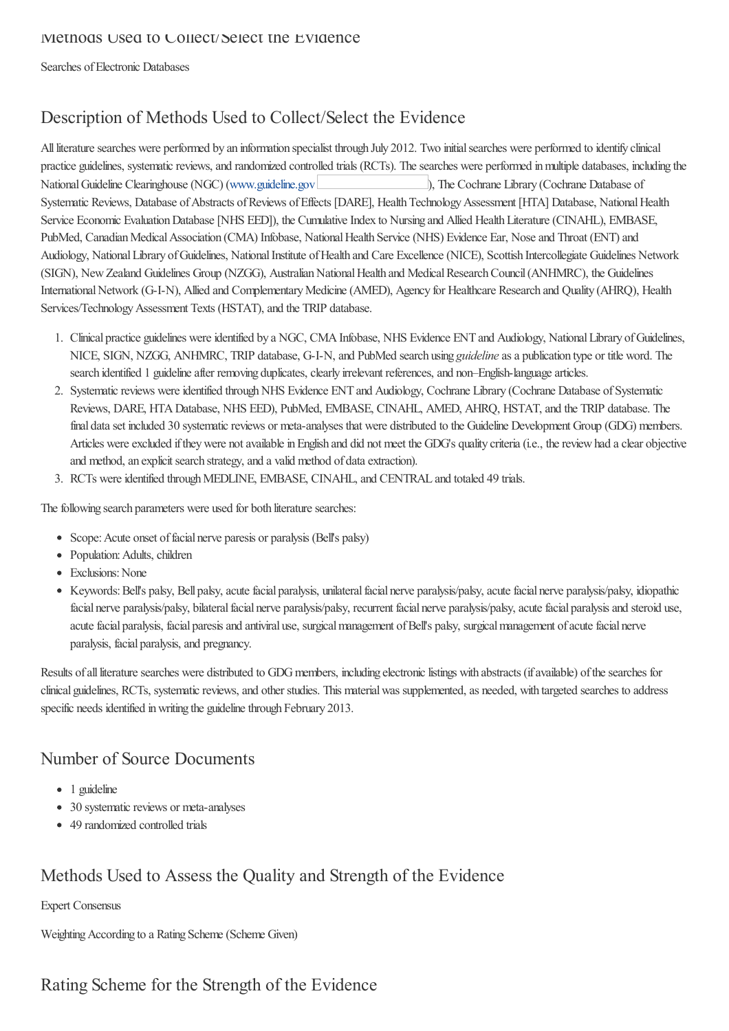## Methods Used to Collect/Select the Evidence

Searches of Electronic Databases

## Description of Methods Used to Collect/Select the Evidence

All literature searches were performed by an information specialist through July 2012. Two initial searches were performed to identify clinical practice guidelines, systematic reviews, and randomized controlled trials (RCTs). The searches were performed in multiple databases, including the National Guideline Clearinghouse (NGC) (www.guideline.gov ), The Cochrane Library (Cochrane Database of Systematic Reviews, Database of Abstracts of Reviews of Effects [DARE], Health Technology Assessment [HTA] Database, National Health Service Economic Evaluation Database [NHS EED]), the Cumulative Index to Nursing and Allied Health Literature (CINAHL), EMBASE, PubMed, Canadian Medical Association (CMA) Infobase, National Health Service (NHS) Evidence Ear, Nose and Throat (ENT) and Audiology, National Library of Guidelines, National Institute of Health and Care Excellence (NICE), Scottish Intercollegiate Guidelines Network (SIGN), New Zealand Guidelines Group (NZGG), Australian National Health and Medical Research Council (ANHMRC), the Guidelines International Network (G-I-N), Allied and Complementary Medicine (AMED), Agency for Healthcare Research and Quality (AHRQ), Health Services/Technology Assessment Texts (HSTAT), and the TRIP database.

1. Clinical practice guidelines were identified by a NGC, CMA Infobase, NHS Evidence ENT and Audiology, National Library of Guidelines, NICE, SIGN, NZGG, ANHMRC, TRIP database, G-I-N, and PubMed search using *guideline* as a publication type or title word. The search identified 1 guideline after removing duplicates, clearly irrelevant references, and non–English-language articles.
2. Systematic reviews were identified through NHS Evidence ENT and Audiology, Cochrane Library (Cochrane Database of Systematic Reviews, DARE, HTA Database, NHS EED), PubMed, EMBASE, CINAHL, AMED, AHRQ, HSTAT, and the TRIP database. The final data set included 30 systematic reviews or meta-analyses that were distributed to the Guideline Development Group (GDG) members. Articles were excluded if they were not available in English and did not meet the GDG's quality criteria (i.e., the review had a clear objective and method, an explicit search strategy, and a valid method of data extraction).
3. RCTs were identified through MEDLINE, EMBASE, CINAHL, and CENTRAL and totaled 49 trials.

The following search parameters were used for both literature searches:

- Scope: Acute onset of facial nerve paresis or paralysis (Bell's palsy)
- Population: Adults, children
- Exclusions: None
- Keywords: Bell's palsy, Bell palsy, acute facial paralysis, unilateral facial nerve paralysis/palsy, acute facial nerve paralysis/palsy, idiopathic facial nerve paralysis/palsy, bilateral facial nerve paralysis/palsy, recurrent facial nerve paralysis/palsy, acute facial paralysis and steroid use, acute facial paralysis, facial paresis and antiviral use, surgical management of Bell's palsy, surgical management of acute facial nerve paralysis, facial paralysis, and pregnancy.

Results of all literature searches were distributed to GDG members, including electronic listings with abstracts (if available) of the searches for clinical guidelines, RCTs, systematic reviews, and other studies. This material was supplemented, as needed, with targeted searches to address specific needs identified in writing the guideline through February 2013.

## Number of Source Documents

- 1 guideline
- 30 systematic reviews or meta-analyses
- 49 randomized controlled trials

## Methods Used to Assess the Quality and Strength of the Evidence

Expert Consensus

Weighting According to a Rating Scheme (Scheme Given)

## Rating Scheme for the Strength of the Evidence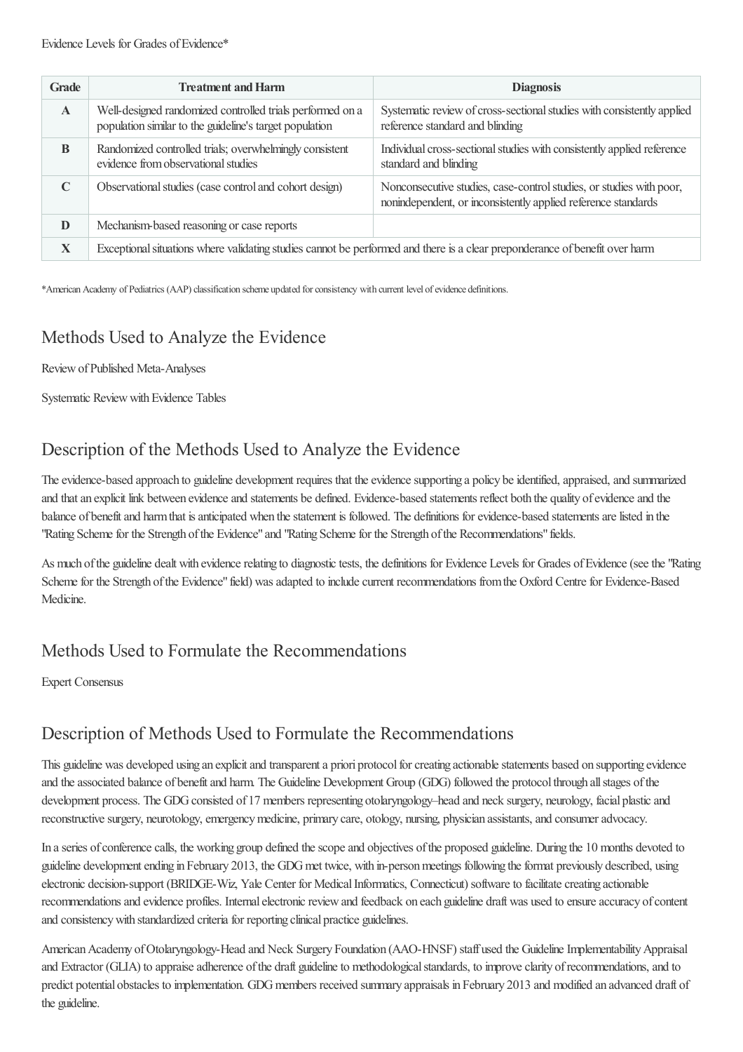Evidence Levels for Grades of Evidence*

| Grade | Treatment and Harm | Diagnosis |
| --- | --- | --- |
| **A** | Well-designed randomized controlled trials performed on a population similar to the guideline's target population | Systematic review of cross-sectional studies with consistently applied reference standard and blinding |
| **B** | Randomized controlled trials; overwhelmingly consistent evidence from observational studies | Individual cross-sectional studies with consistently applied reference standard and blinding |
| **C** | Observational studies (case control and cohort design) | Nonconsecutive studies, case-control studies, or studies with poor, nonindependent, or inconsistently applied reference standards |
| **D** | Mechanism-based reasoning or case reports | |
| **X** | Exceptional situations where validating studies cannot be performed and there is a clear preponderance of benefit over harm | |

*American Academy of Pediatrics (AAP) classification scheme updated for consistency with current level of evidence definitions.

## Methods Used to Analyze the Evidence

Review of Published Meta-Analyses

Systematic Review with Evidence Tables

## Description of the Methods Used to Analyze the Evidence

The evidence-based approach to guideline development requires that the evidence supporting a policy be identified, appraised, and summarized and that an explicit link between evidence and statements be defined. Evidence-based statements reflect both the quality of evidence and the balance of benefit and harm that is anticipated when the statement is followed. The definitions for evidence-based statements are listed in the "Rating Scheme for the Strength of the Evidence" and "Rating Scheme for the Strength of the Recommendations" fields.

As much of the guideline dealt with evidence relating to diagnostic tests, the definitions for Evidence Levels for Grades of Evidence (see the "Rating Scheme for the Strength of the Evidence" field) was adapted to include current recommendations from the Oxford Centre for Evidence-Based Medicine.

## Methods Used to Formulate the Recommendations

Expert Consensus

## Description of Methods Used to Formulate the Recommendations

This guideline was developed using an explicit and transparent a priori protocol for creating actionable statements based on supporting evidence and the associated balance of benefit and harm. The Guideline Development Group (GDG) followed the protocol through all stages of the development process. The GDG consisted of 17 members representing otolaryngology–head and neck surgery, neurology, facial plastic and reconstructive surgery, neurotology, emergency medicine, primary care, otology, nursing, physician assistants, and consumer advocacy.

In a series of conference calls, the working group defined the scope and objectives of the proposed guideline. During the 10 months devoted to guideline development ending in February 2013, the GDG met twice, with in-person meetings following the format previously described, using electronic decision-support (BRIDGE-Wiz, Yale Center for Medical Informatics, Connecticut) software to facilitate creating actionable recommendations and evidence profiles. Internal electronic review and feedback on each guideline draft was used to ensure accuracy of content and consistency with standardized criteria for reporting clinical practice guidelines.

American Academy of Otolaryngology-Head and Neck Surgery Foundation (AAO-HNSF) staff used the Guideline Implementability Appraisal and Extractor (GLIA) to appraise adherence of the draft guideline to methodological standards, to improve clarity of recommendations, and to predict potential obstacles to implementation. GDG members received summary appraisals in February 2013 and modified an advanced draft of the guideline.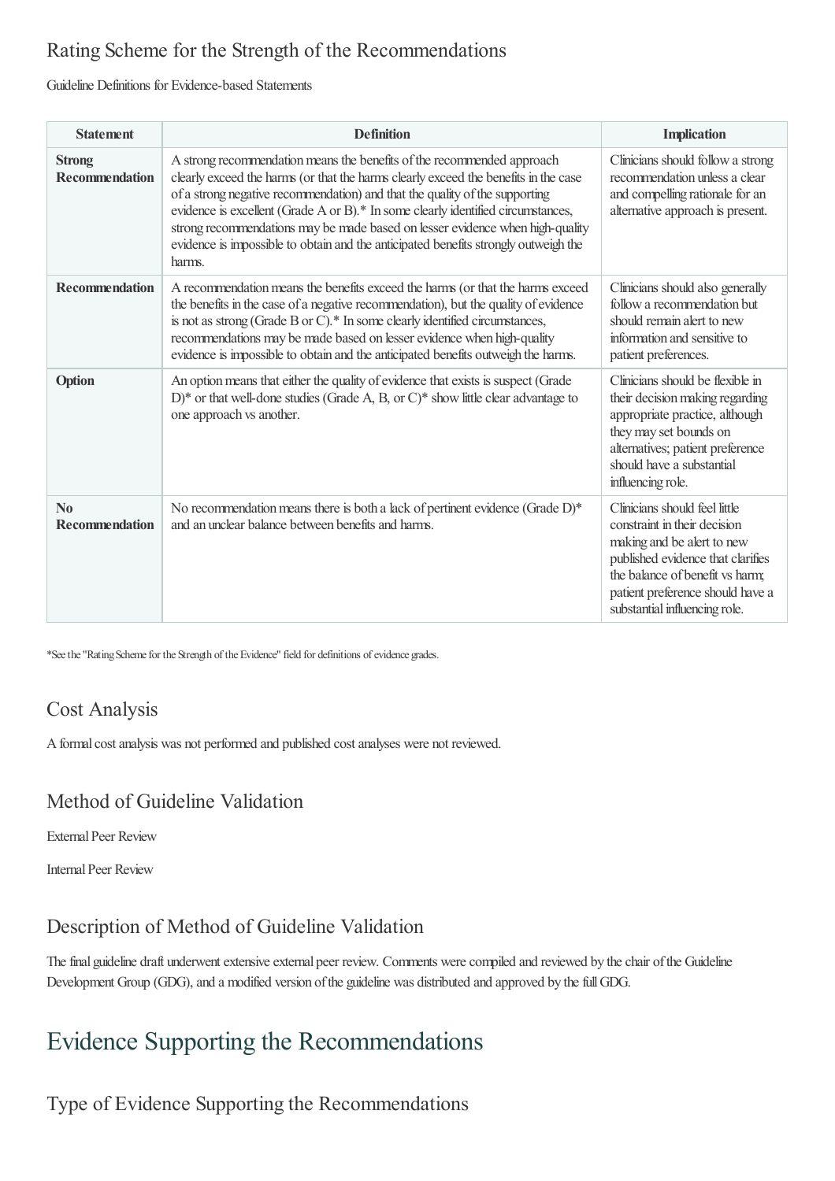## Rating Scheme for the Strength of the Recommendations

Guideline Definitions for Evidence-based Statements

| Statement | Definition | Implication |
| --- | --- | --- |
| **Strong Recommendation** | A strong recommendation means the benefits of the recommended approach clearly exceed the harms (or that the harms clearly exceed the benefits in the case of a strong negative recommendation) and that the quality of the supporting evidence is excellent (Grade A or B).* In some clearly identified circumstances, strong recommendations may be made based on lesser evidence when high-quality evidence is impossible to obtain and the anticipated benefits strongly outweigh the harms. | Clinicians should follow a strong recommendation unless a clear and compelling rationale for an alternative approach is present. |
| **Recommendation** | A recommendation means the benefits exceed the harms (or that the harms exceed the benefits in the case of a negative recommendation), but the quality of evidence is not as strong (Grade B or C).* In some clearly identified circumstances, recommendations may be made based on lesser evidence when high-quality evidence is impossible to obtain and the anticipated benefits outweigh the harms. | Clinicians should also generally follow a recommendation but should remain alert to new information and sensitive to patient preferences. |
| **Option** | An option means that either the quality of evidence that exists is suspect (Grade D)* or that well-done studies (Grade A, B, or C)* show little clear advantage to one approach vs another. | Clinicians should be flexible in their decision making regarding appropriate practice, although they may set bounds on alternatives; patient preference should have a substantial influencing role. |
| **No Recommendation** | No recommendation means there is both a lack of pertinent evidence (Grade D)* and an unclear balance between benefits and harms. | Clinicians should feel little constraint in their decision making and be alert to new published evidence that clarifies the balance of benefit vs harm; patient preference should have a substantial influencing role. |

*See the "Rating Scheme for the Strength of the Evidence" field for definitions of evidence grades.

## Cost Analysis

A formal cost analysis was not performed and published cost analyses were not reviewed.

## Method of Guideline Validation

External Peer Review

Internal Peer Review

## Description of Method of Guideline Validation

The final guideline draft underwent extensive external peer review. Comments were compiled and reviewed by the chair of the Guideline Development Group (GDG), and a modified version of the guideline was distributed and approved by the full GDG.

# Evidence Supporting the Recommendations

## Type of Evidence Supporting the Recommendations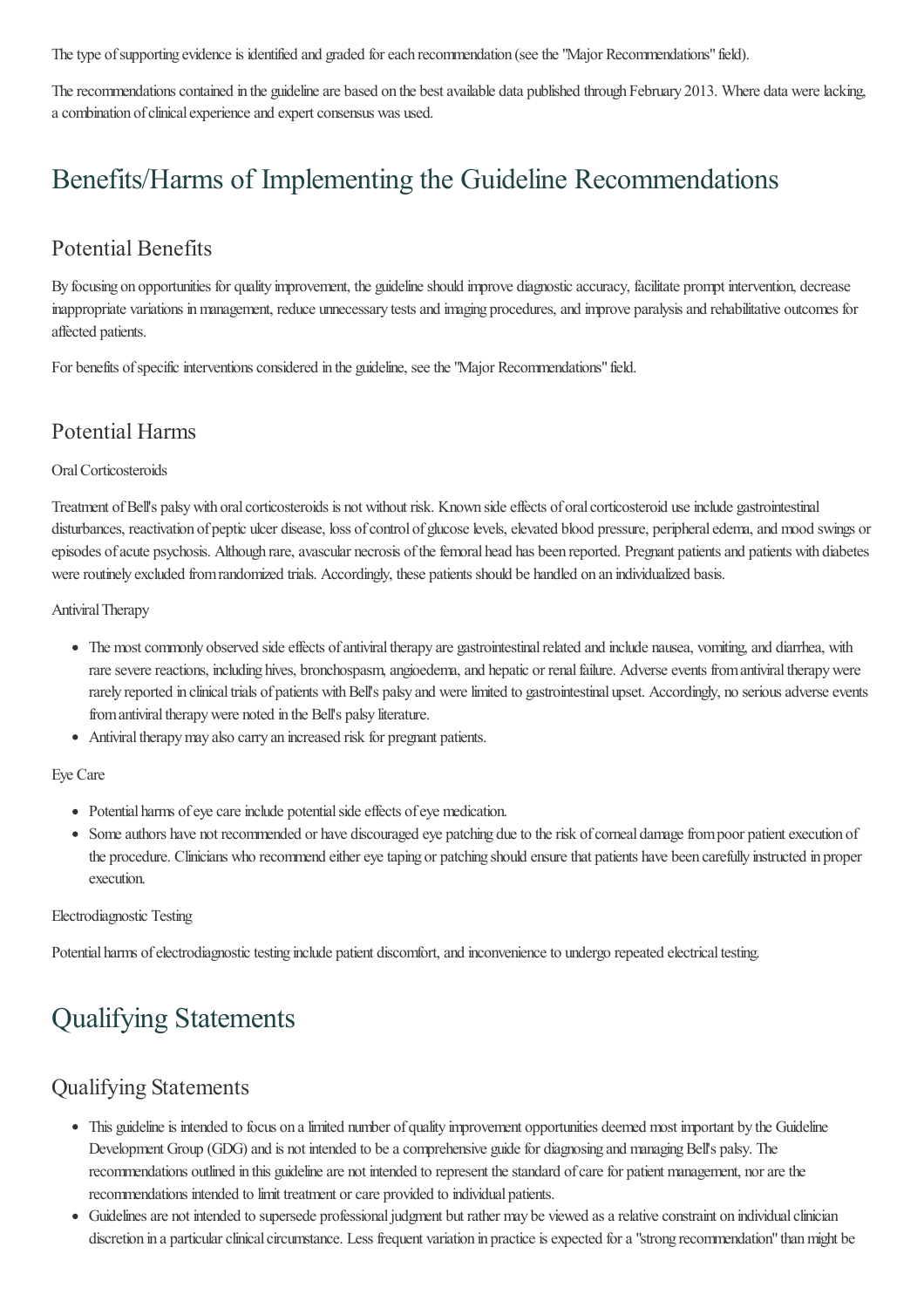The type of supporting evidence is identified and graded for each recommendation (see the "Major Recommendations" field).

The recommendations contained in the guideline are based on the best available data published through February 2013. Where data were lacking, a combination of clinical experience and expert consensus was used.

# Benefits/Harms of Implementing the Guideline Recommendations

## Potential Benefits

By focusing on opportunities for quality improvement, the guideline should improve diagnostic accuracy, facilitate prompt intervention, decrease inappropriate variations in management, reduce unnecessary tests and imaging procedures, and improve paralysis and rehabilitative outcomes for affected patients.

For benefits of specific interventions considered in the guideline, see the "Major Recommendations" field.

## Potential Harms

Oral Corticosteroids

Treatment of Bell's palsy with oral corticosteroids is not without risk. Known side effects of oral corticosteroid use include gastrointestinal disturbances, reactivation of peptic ulcer disease, loss of control of glucose levels, elevated blood pressure, peripheral edema, and mood swings or episodes of acute psychosis. Although rare, avascular necrosis of the femoral head has been reported. Pregnant patients and patients with diabetes were routinely excluded from randomized trials. Accordingly, these patients should be handled on an individualized basis.

Antiviral Therapy

- The most commonly observed side effects of antiviral therapy are gastrointestinal related and include nausea, vomiting, and diarrhea, with rare severe reactions, including hives, bronchospasm, angioedema, and hepatic or renal failure. Adverse events from antiviral therapy were rarely reported in clinical trials of patients with Bell's palsy and were limited to gastrointestinal upset. Accordingly, no serious adverse events from antiviral therapy were noted in the Bell's palsy literature.
- Antiviral therapy may also carry an increased risk for pregnant patients.

Eye Care

- Potential harms of eye care include potential side effects of eye medication.
- Some authors have not recommended or have discouraged eye patching due to the risk of corneal damage from poor patient execution of the procedure. Clinicians who recommend either eye taping or patching should ensure that patients have been carefully instructed in proper execution.

Electrodiagnostic Testing

Potential harms of electrodiagnostic testing include patient discomfort, and inconvenience to undergo repeated electrical testing.

# Qualifying Statements

## Qualifying Statements

- This guideline is intended to focus on a limited number of quality improvement opportunities deemed most important by the Guideline Development Group (GDG) and is not intended to be a comprehensive guide for diagnosing and managing Bell's palsy. The recommendations outlined in this guideline are not intended to represent the standard of care for patient management, nor are the recommendations intended to limit treatment or care provided to individual patients.
- Guidelines are not intended to supersede professional judgment but rather may be viewed as a relative constraint on individual clinician discretion in a particular clinical circumstance. Less frequent variation in practice is expected for a "strong recommendation" than might be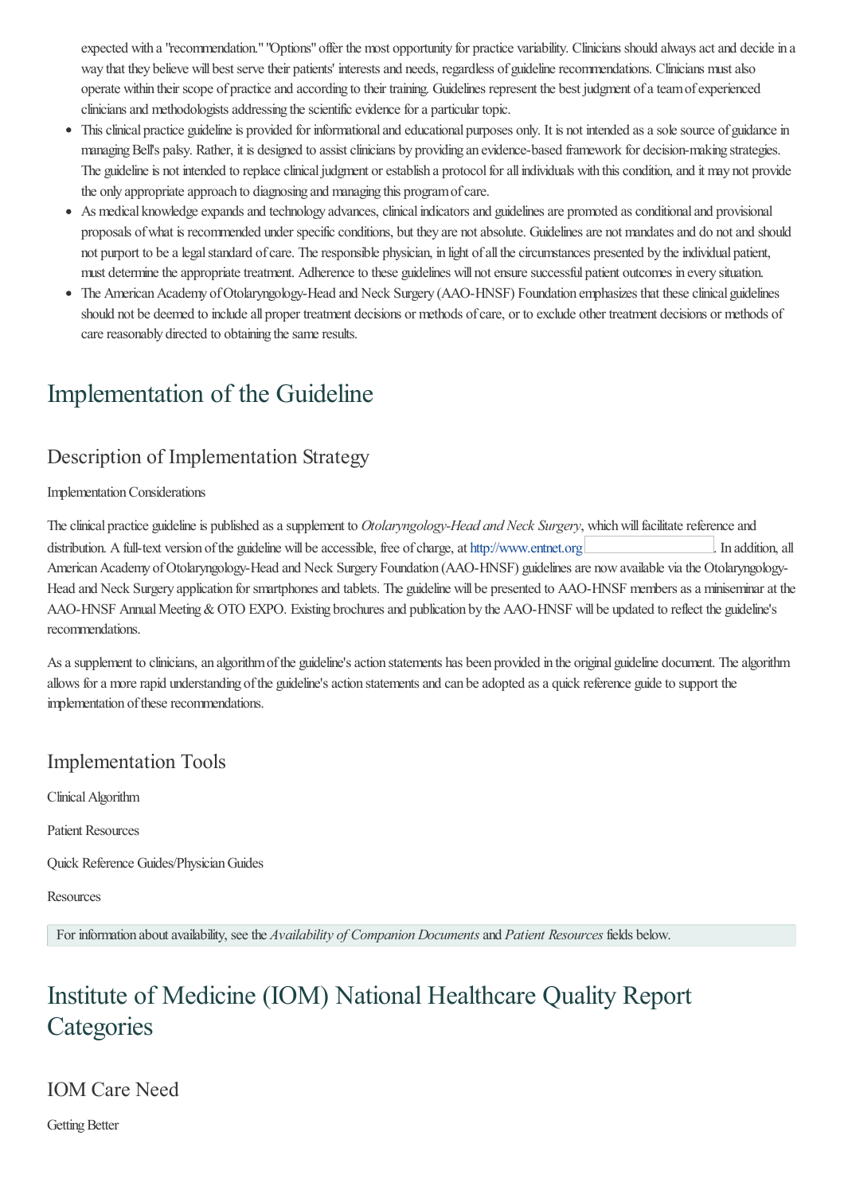expected with a "recommendation." "Options" offer the most opportunity for practice variability. Clinicians should always act and decide in a way that they believe will best serve their patients' interests and needs, regardless of guideline recommendations. Clinicians must also operate within their scope of practice and according to their training. Guidelines represent the best judgment of a team of experienced clinicians and methodologists addressing the scientific evidence for a particular topic.

- This clinical practice guideline is provided for informational and educational purposes only. It is not intended as a sole source of guidance in managing Bell's palsy. Rather, it is designed to assist clinicians by providing an evidence-based framework for decision-making strategies. The guideline is not intended to replace clinical judgment or establish a protocol for all individuals with this condition, and it may not provide the only appropriate approach to diagnosing and managing this program of care.
- As medical knowledge expands and technology advances, clinical indicators and guidelines are promoted as conditional and provisional proposals of what is recommended under specific conditions, but they are not absolute. Guidelines are not mandates and do not and should not purport to be a legal standard of care. The responsible physician, in light of all the circumstances presented by the individual patient, must determine the appropriate treatment. Adherence to these guidelines will not ensure successful patient outcomes in every situation.
- The American Academy of Otolaryngology-Head and Neck Surgery (AAO-HNSF) Foundation emphasizes that these clinical guidelines should not be deemed to include all proper treatment decisions or methods of care, or to exclude other treatment decisions or methods of care reasonably directed to obtaining the same results.

# Implementation of the Guideline

## Description of Implementation Strategy

Implementation Considerations

The clinical practice guideline is published as a supplement to *Otolaryngology-Head and Neck Surgery*, which will facilitate reference and distribution. A full-text version of the guideline will be accessible, free of charge, at http://www.entnet.org. In addition, all American Academy of Otolaryngology-Head and Neck Surgery Foundation (AAO-HNSF) guidelines are now available via the Otolaryngology-Head and Neck Surgery application for smartphones and tablets. The guideline will be presented to AAO-HNSF members as a miniseminar at the AAO-HNSF Annual Meeting & OTO EXPO. Existing brochures and publication by the AAO-HNSF will be updated to reflect the guideline's recommendations.

As a supplement to clinicians, an algorithm of the guideline's action statements has been provided in the original guideline document. The algorithm allows for a more rapid understanding of the guideline's action statements and can be adopted as a quick reference guide to support the implementation of these recommendations.

## Implementation Tools

Clinical Algorithm

Patient Resources

Quick Reference Guides/Physician Guides

Resources

For information about availability, see the *Availability of Companion Documents* and *Patient Resources* fields below.

# Institute of Medicine (IOM) National Healthcare Quality Report Categories

## IOM Care Need

Getting Better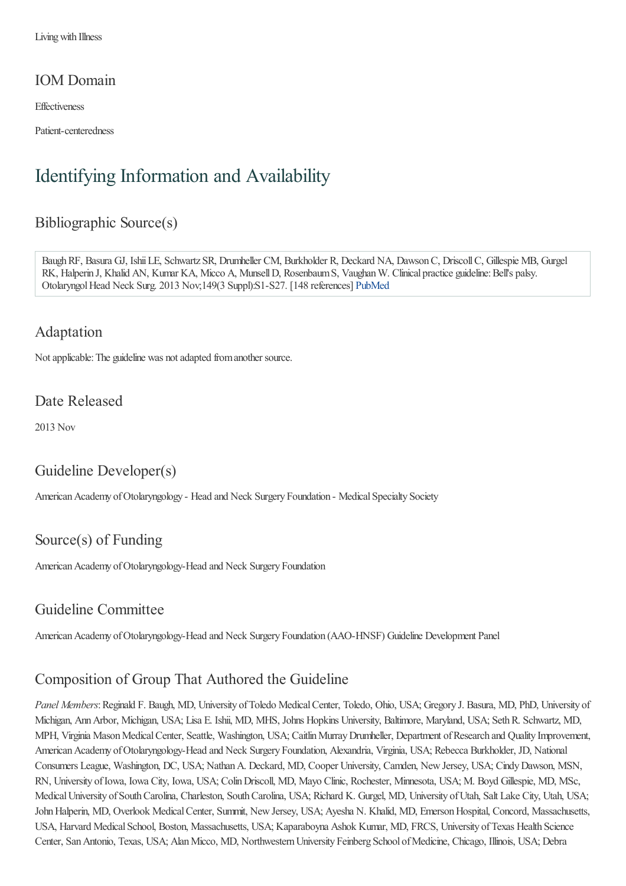Living with Illness

## IOM Domain

Effectiveness

Patient-centeredness

# Identifying Information and Availability

## Bibliographic Source(s)

Baugh RF, Basura GJ, Ishii LE, Schwartz SR, Drumheller CM, Burkholder R, Deckard NA, Dawson C, Driscoll C, Gillespie MB, Gurgel RK, Halperin J, Khalid AN, Kumar KA, Micco A, Munsell D, Rosenbaum S, Vaughan W. Clinical practice guideline: Bell's palsy. Otolaryngol Head Neck Surg. 2013 Nov;149(3 Suppl):S1-S27. [148 references] PubMed

## Adaptation

Not applicable: The guideline was not adapted from another source.

## Date Released

2013 Nov

## Guideline Developer(s)

American Academy of Otolaryngology - Head and Neck Surgery Foundation - Medical Specialty Society

## Source(s) of Funding

American Academy of Otolaryngology-Head and Neck Surgery Foundation

## Guideline Committee

American Academy of Otolaryngology-Head and Neck Surgery Foundation (AAO-HNSF) Guideline Development Panel

## Composition of Group That Authored the Guideline

*Panel Members*: Reginald F. Baugh, MD, University of Toledo Medical Center, Toledo, Ohio, USA; Gregory J. Basura, MD, PhD, University of Michigan, Ann Arbor, Michigan, USA; Lisa E. Ishii, MD, MHS, Johns Hopkins University, Baltimore, Maryland, USA; Seth R. Schwartz, MD, MPH, Virginia Mason Medical Center, Seattle, Washington, USA; Caitlin Murray Drumheller, Department of Research and Quality Improvement, American Academy of Otolaryngology-Head and Neck Surgery Foundation, Alexandria, Virginia, USA; Rebecca Burkholder, JD, National Consumers League, Washington, DC, USA; Nathan A. Deckard, MD, Cooper University, Camden, New Jersey, USA; Cindy Dawson, MSN, RN, University of Iowa, Iowa City, Iowa, USA; Colin Driscoll, MD, Mayo Clinic, Rochester, Minnesota, USA; M. Boyd Gillespie, MD, MSc, Medical University of South Carolina, Charleston, South Carolina, USA; Richard K. Gurgel, MD, University of Utah, Salt Lake City, Utah, USA; John Halperin, MD, Overlook Medical Center, Summit, New Jersey, USA; Ayesha N. Khalid, MD, Emerson Hospital, Concord, Massachusetts, USA, Harvard Medical School, Boston, Massachusetts, USA; Kaparaboyna Ashok Kumar, MD, FRCS, University of Texas Health Science Center, San Antonio, Texas, USA; Alan Micco, MD, Northwestern University Feinberg School of Medicine, Chicago, Illinois, USA; Debra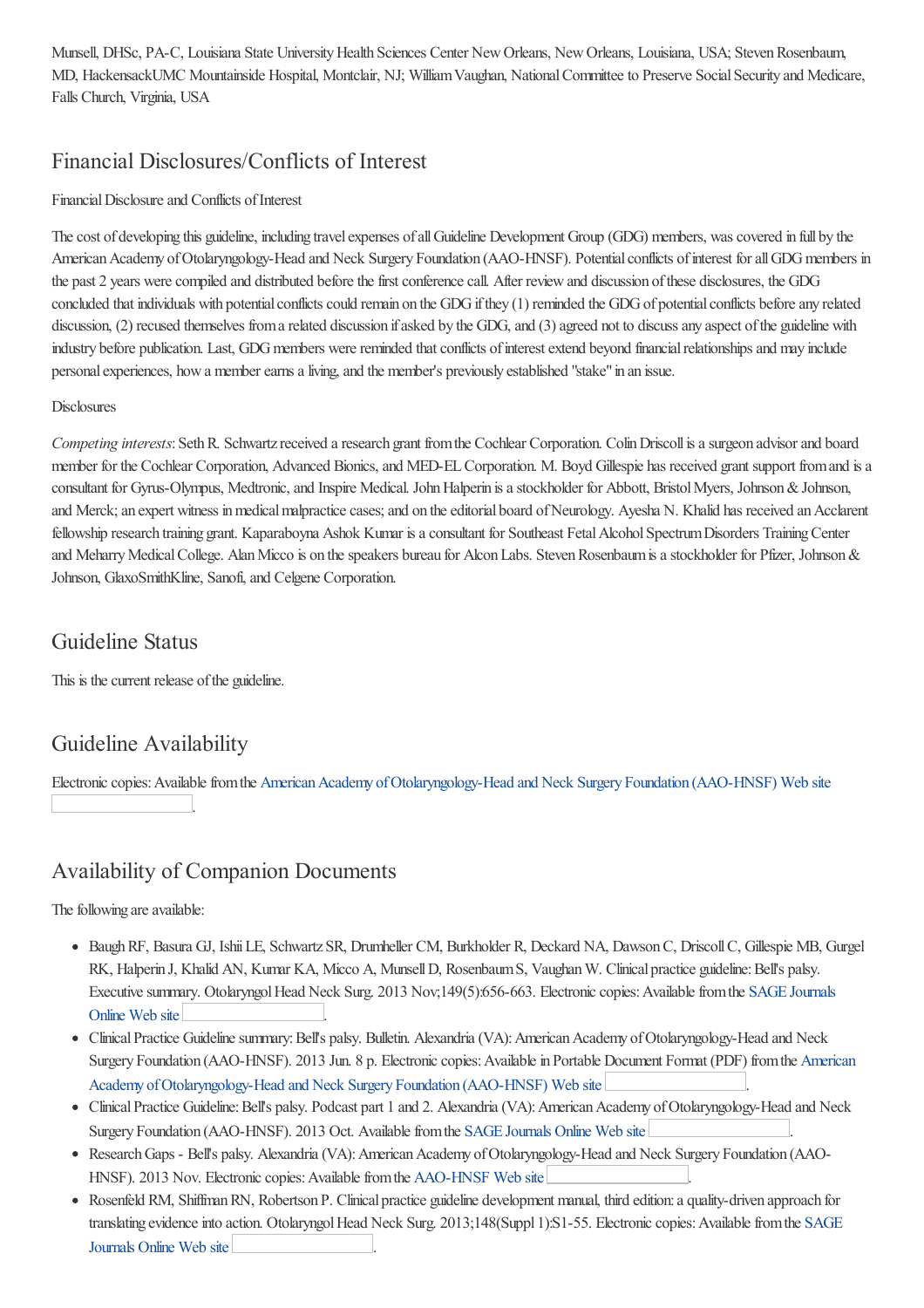Munsell, DHSc, PA-C, Louisiana State University Health Sciences Center New Orleans, New Orleans, Louisiana, USA; Steven Rosenbaum, MD, HackensackUMC Mountainside Hospital, Montclair, NJ; William Vaughan, National Committee to Preserve Social Security and Medicare, Falls Church, Virginia, USA

## Financial Disclosures/Conflicts of Interest

Financial Disclosure and Conflicts of Interest

The cost of developing this guideline, including travel expenses of all Guideline Development Group (GDG) members, was covered in full by the American Academy of Otolaryngology-Head and Neck Surgery Foundation (AAO-HNSF). Potential conflicts of interest for all GDG members in the past 2 years were compiled and distributed before the first conference call. After review and discussion of these disclosures, the GDG concluded that individuals with potential conflicts could remain on the GDG if they (1) reminded the GDG of potential conflicts before any related discussion, (2) recused themselves from a related discussion if asked by the GDG, and (3) agreed not to discuss any aspect of the guideline with industry before publication. Last, GDG members were reminded that conflicts of interest extend beyond financial relationships and may include personal experiences, how a member earns a living, and the member's previously established "stake" in an issue.

Disclosures

*Competing interests*: Seth R. Schwartz received a research grant from the Cochlear Corporation. Colin Driscoll is a surgeon advisor and board member for the Cochlear Corporation, Advanced Bionics, and MED-EL Corporation. M. Boyd Gillespie has received grant support from and is a consultant for Gyrus-Olympus, Medtronic, and Inspire Medical. John Halperin is a stockholder for Abbott, Bristol Myers, Johnson & Johnson, and Merck; an expert witness in medical malpractice cases; and on the editorial board of Neurology. Ayesha N. Khalid has received an Acclarent fellowship research training grant. Kaparaboyna Ashok Kumar is a consultant for Southeast Fetal Alcohol Spectrum Disorders Training Center and Meharry Medical College. Alan Micco is on the speakers bureau for Alcon Labs. Steven Rosenbaum is a stockholder for Pfizer, Johnson & Johnson, GlaxoSmithKline, Sanofi, and Celgene Corporation.

## Guideline Status

This is the current release of the guideline.

## Guideline Availability

Electronic copies: Available from the American Academy of Otolaryngology-Head and Neck Surgery Foundation (AAO-HNSF) Web site.

## Availability of Companion Documents

The following are available:

- Baugh RF, Basura GJ, Ishii LE, Schwartz SR, Drumheller CM, Burkholder R, Deckard NA, Dawson C, Driscoll C, Gillespie MB, Gurgel RK, Halperin J, Khalid AN, Kumar KA, Micco A, Munsell D, Rosenbaum S, Vaughan W. Clinical practice guideline: Bell's palsy. Executive summary. Otolaryngol Head Neck Surg. 2013 Nov;149(5):656-663. Electronic copies: Available from the SAGE Journals Online Web site.
- Clinical Practice Guideline summary: Bell's palsy. Bulletin. Alexandria (VA): American Academy of Otolaryngology-Head and Neck Surgery Foundation (AAO-HNSF). 2013 Jun. 8 p. Electronic copies: Available in Portable Document Format (PDF) from the American Academy of Otolaryngology-Head and Neck Surgery Foundation (AAO-HNSF) Web site.
- Clinical Practice Guideline: Bell's palsy. Podcast part 1 and 2. Alexandria (VA): American Academy of Otolaryngology-Head and Neck Surgery Foundation (AAO-HNSF). 2013 Oct. Available from the SAGE Journals Online Web site.
- Research Gaps - Bell's palsy. Alexandria (VA): American Academy of Otolaryngology-Head and Neck Surgery Foundation (AAO-HNSF). 2013 Nov. Electronic copies: Available from the AAO-HNSF Web site.
- Rosenfeld RM, Shiffman RN, Robertson P. Clinical practice guideline development manual, third edition: a quality-driven approach for translating evidence into action. Otolaryngol Head Neck Surg. 2013;148(Suppl 1):S1-55. Electronic copies: Available from the SAGE Journals Online Web site.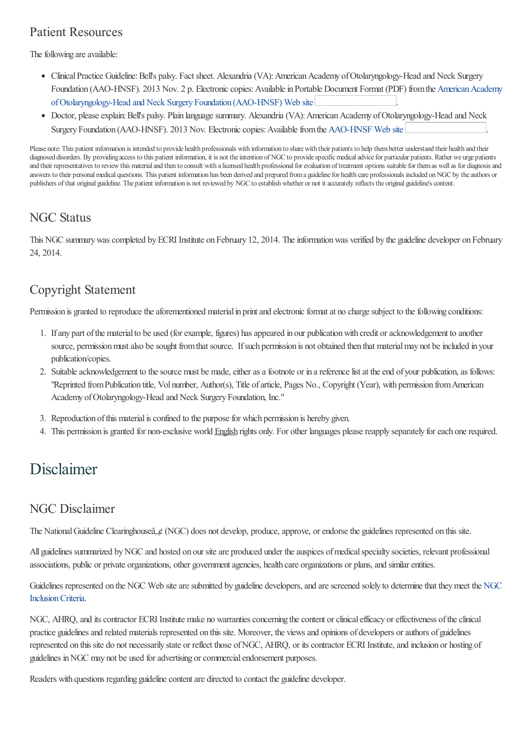## Patient Resources

The following are available:

- Clinical Practice Guideline: Bell's palsy. Fact sheet. Alexandria (VA): American Academy of Otolaryngology-Head and Neck Surgery Foundation (AAO-HNSF). 2013 Nov. 2 p. Electronic copies: Available in Portable Document Format (PDF) from the American Academy of Otolaryngology-Head and Neck Surgery Foundation (AAO-HNSF) Web site .
- Doctor, please explain: Bell's palsy. Plain language summary. Alexandria (VA): American Academy of Otolaryngology-Head and Neck Surgery Foundation (AAO-HNSF). 2013 Nov. Electronic copies: Available from the AAO-HNSF Web site .

Please note: This patient information is intended to provide health professionals with information to share with their patients to help them better understand their health and their diagnosed disorders. By providing access to this patient information, it is not the intention of NGC to provide specific medical advice for particular patients. Rather we urge patients and their representatives to review this material and then to consult with a licensed health professional for evaluation of treatment options suitable for them as well as for diagnosis and answers to their personal medical questions. This patient information has been derived and prepared from a guideline for health care professionals included on NGC by the authors or publishers of that original guideline. The patient information is not reviewed by NGC to establish whether or not it accurately reflects the original guideline's content.

## NGC Status

This NGC summary was completed by ECRI Institute on February 12, 2014. The information was verified by the guideline developer on February 24, 2014.

## Copyright Statement

Permission is granted to reproduce the aforementioned material in print and electronic format at no charge subject to the following conditions:

1. If any part of the material to be used (for example, figures) has appeared in our publication with credit or acknowledgement to another source, permission must also be sought from that source. If such permission is not obtained then that material may not be included in your publication/copies.
2. Suitable acknowledgement to the source must be made, either as a footnote or in a reference list at the end of your publication, as follows: "Reprinted from Publication title, Vol number, Author(s), Title of article, Pages No., Copyright (Year), with permission from American Academy of Otolaryngology-Head and Neck Surgery Foundation, Inc."
3. Reproduction of this material is confined to the purpose for which permission is hereby given.
4. This permission is granted for non-exclusive world English rights only. For other languages please reapply separately for each one required.

# Disclaimer

## NGC Disclaimer

The National Guideline Clearinghouseâ„¢ (NGC) does not develop, produce, approve, or endorse the guidelines represented on this site.

All guidelines summarized by NGC and hosted on our site are produced under the auspices of medical specialty societies, relevant professional associations, public or private organizations, other government agencies, health care organizations or plans, and similar entities.

Guidelines represented on the NGC Web site are submitted by guideline developers, and are screened solely to determine that they meet the NGC Inclusion Criteria.

NGC, AHRQ, and its contractor ECRI Institute make no warranties concerning the content or clinical efficacy or effectiveness of the clinical practice guidelines and related materials represented on this site. Moreover, the views and opinions of developers or authors of guidelines represented on this site do not necessarily state or reflect those of NGC, AHRQ, or its contractor ECRI Institute, and inclusion or hosting of guidelines in NGC may not be used for advertising or commercial endorsement purposes.

Readers with questions regarding guideline content are directed to contact the guideline developer.